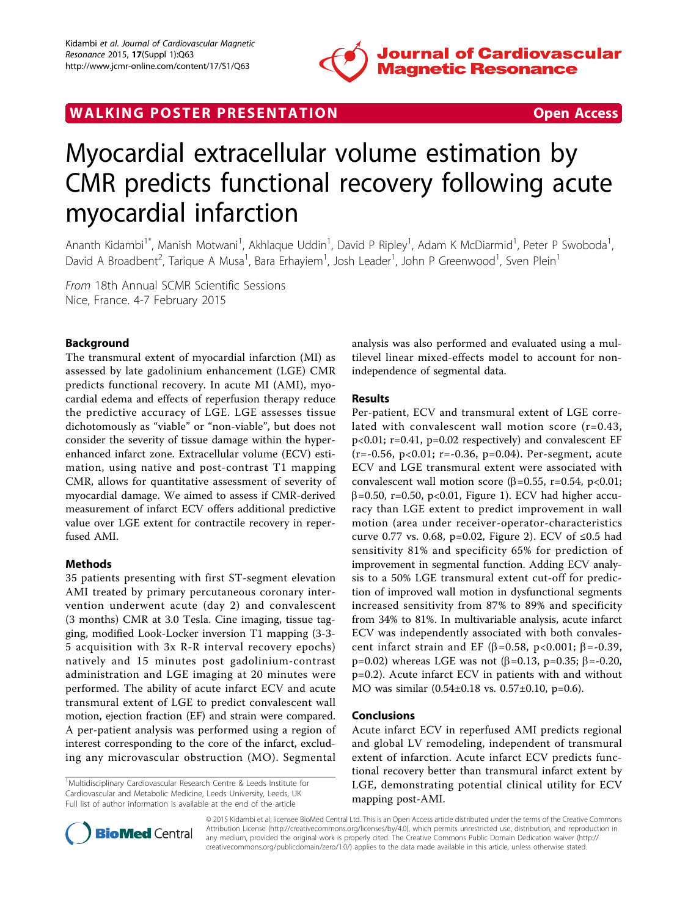WALKING POSTER PRESENTATION **Open Access**

# Myocardial extracellular volume estimation by CMR predicts functional recovery following acute myocardial infarction

Ananth Kidambi[1*], Manish Motwani[1], Akhlaque Uddin[1], David P Ripley[1], Adam K McDiarmid[1], Peter P Swoboda[1], David A Broadbent[2], Tarique A Musa[1], Bara Erhayiem[1], Josh Leader[1], John P Greenwood[1], Sven Plein[1]

*From* 18th Annual SCMR Scientific Sessions
Nice, France. 4-7 February 2015

## Background

The transmural extent of myocardial infarction (MI) as assessed by late gadolinium enhancement (LGE) CMR predicts functional recovery. In acute MI (AMI), myocardial edema and effects of reperfusion therapy reduce the predictive accuracy of LGE. LGE assesses tissue dichotomously as "viable" or "non-viable", but does not consider the severity of tissue damage within the hyperenhanced infarct zone. Extracellular volume (ECV) estimation, using native and post-contrast T1 mapping CMR, allows for quantitative assessment of severity of myocardial damage. We aimed to assess if CMR-derived measurement of infarct ECV offers additional predictive value over LGE extent for contractile recovery in reperfused AMI.

## Methods

35 patients presenting with first ST-segment elevation AMI treated by primary percutaneous coronary intervention underwent acute (day 2) and convalescent (3 months) CMR at 3.0 Tesla. Cine imaging, tissue tagging, modified Look-Locker inversion T1 mapping (3-3-5 acquisition with 3x R-R interval recovery epochs) natively and 15 minutes post gadolinium-contrast administration and LGE imaging at 20 minutes were performed. The ability of acute infarct ECV and acute transmural extent of LGE to predict convalescent wall motion, ejection fraction (EF) and strain were compared. A per-patient analysis was performed using a region of interest corresponding to the core of the infarct, excluding any microvascular obstruction (MO). Segmental analysis was also performed and evaluated using a multilevel linear mixed-effects model to account for non-independence of segmental data.

## Results

Per-patient, ECV and transmural extent of LGE correlated with convalescent wall motion score ($r=0.43$, $p<0.01$; $r=0.41$, $p=0.02$ respectively) and convalescent EF ($r=-0.56$, $p<0.01$; $r=-0.36$, $p=0.04$). Per-segment, acute ECV and LGE transmural extent were associated with convalescent wall motion score ($\beta=0.55$, $r=0.54$, $p<0.01$; $\beta=0.50$, $r=0.50$, $p<0.01$, Figure 1). ECV had higher accuracy than LGE extent to predict improvement in wall motion (area under receiver-operator-characteristics curve 0.77 vs. 0.68, $p=0.02$, Figure 2). ECV of $\leq 0.5$ had sensitivity 81% and specificity 65% for prediction of improvement in segmental function. Adding ECV analysis to a 50% LGE transmural extent cut-off for prediction of improved wall motion in dysfunctional segments increased sensitivity from 87% to 89% and specificity from 34% to 81%. In multivariable analysis, acute infarct ECV was independently associated with both convalescent infarct strain and EF ($\beta=0.58$, $p<0.001$; $\beta=-0.39$, $p=0.02$) whereas LGE was not ($\beta=0.13$, $p=0.35$; $\beta=-0.20$, $p=0.2$). Acute infarct ECV in patients with and without MO was similar ($0.54 \pm 0.18$ vs. $0.57 \pm 0.10$, $p=0.6$).

## Conclusions

Acute infarct ECV in reperfused AMI predicts regional and global LV remodeling, independent of transmural extent of infarction. Acute infarct ECV predicts functional recovery better than transmural infarct extent by LGE, demonstrating potential clinical utility for ECV mapping post-AMI.

[1]Multidisciplinary Cardiovascular Research Centre & Leeds Institute for Cardiovascular and Metabolic Medicine, Leeds University, Leeds, UK
Full list of author information is available at the end of the article

© 2015 Kidambi et al; licensee BioMed Central Ltd. This is an Open Access article distributed under the terms of the Creative Commons Attribution License (http://creativecommons.org/licenses/by/4.0), which permits unrestricted use, distribution, and reproduction in any medium, provided the original work is properly cited. The Creative Commons Public Domain Dedication waiver (http://creativecommons.org/publicdomain/zero/1.0/) applies to the data made available in this article, unless otherwise stated.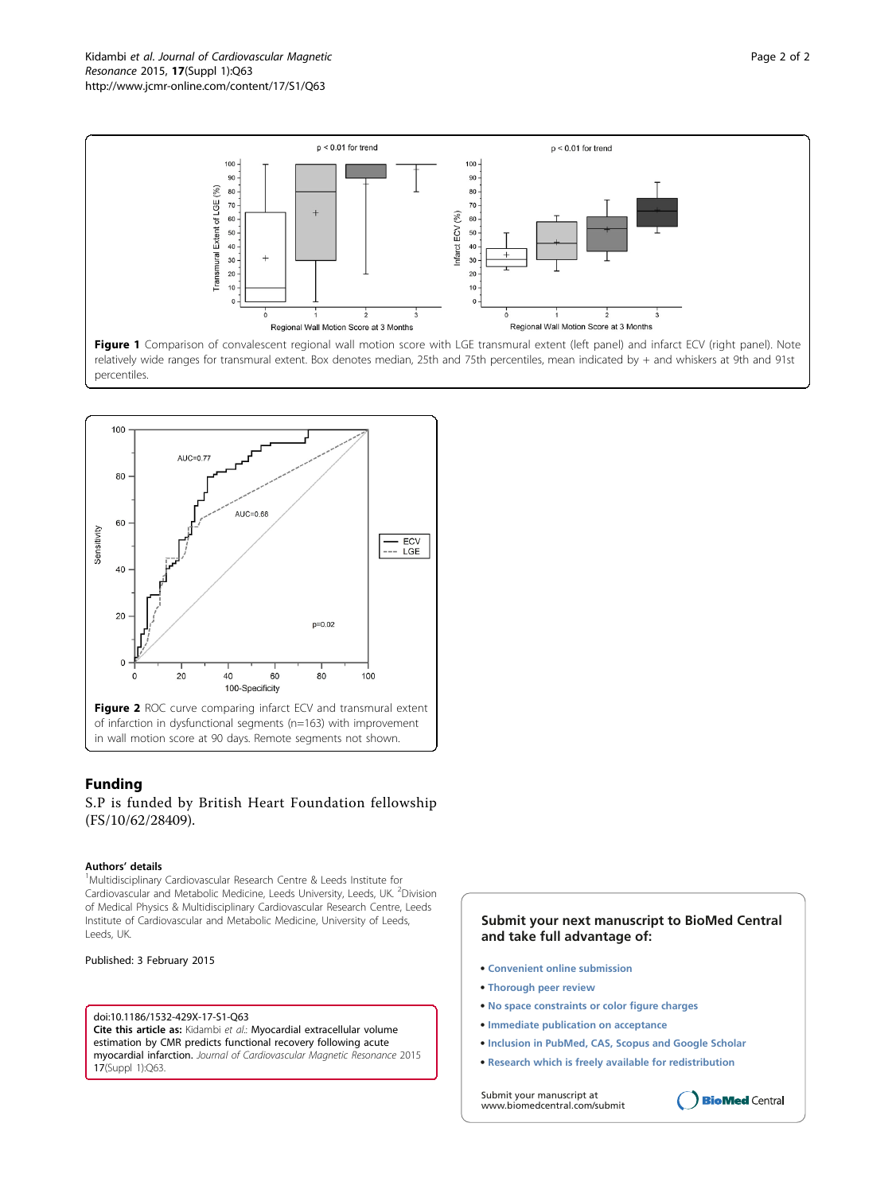p < 0.01 for trend

Transmural Extent of LGE (%)

Regional Wall Motion Score at 3 Months

p < 0.01 for trend

Infarct ECV (%)

Regional Wall Motion Score at 3 Months

**Figure 1** Comparison of convalescent regional wall motion score with LGE transmural extent (left panel) and infarct ECV (right panel). Note relatively wide ranges for transmural extent. Box denotes median, 25th and 75th percentiles, mean indicated by + and whiskers at 9th and 91st percentiles.

AUC=0.77

AUC=0.68

p=0.02

ECV

LGE

Sensitivity

100-Specificity

**Figure 2** ROC curve comparing infarct ECV and transmural extent of infarction in dysfunctional segments (n=163) with improvement in wall motion score at 90 days. Remote segments not shown.

## Funding

S.P is funded by British Heart Foundation fellowship (FS/10/62/28409).

### Authors' details

[1]Multidisciplinary Cardiovascular Research Centre & Leeds Institute for Cardiovascular and Metabolic Medicine, Leeds University, Leeds, UK. [2]Division of Medical Physics & Multidisciplinary Cardiovascular Research Centre, Leeds Institute of Cardiovascular and Metabolic Medicine, University of Leeds, Leeds, UK.

Published: 3 February 2015

doi:10.1186/1532-429X-17-S1-Q63

**Cite this article as:** Kidambi *et al.*: Myocardial extracellular volume estimation by CMR predicts functional recovery following acute myocardial infarction. *Journal of Cardiovascular Magnetic Resonance* 2015 **17**(Suppl 1):Q63.

**Submit your next manuscript to BioMed Central and take full advantage of:**

- Convenient online submission
- Thorough peer review
- No space constraints or color figure charges
- Immediate publication on acceptance
- Inclusion in PubMed, CAS, Scopus and Google Scholar
- Research which is freely available for redistribution

Submit your manuscript at www.biomedcentral.com/submit

BioMed Central